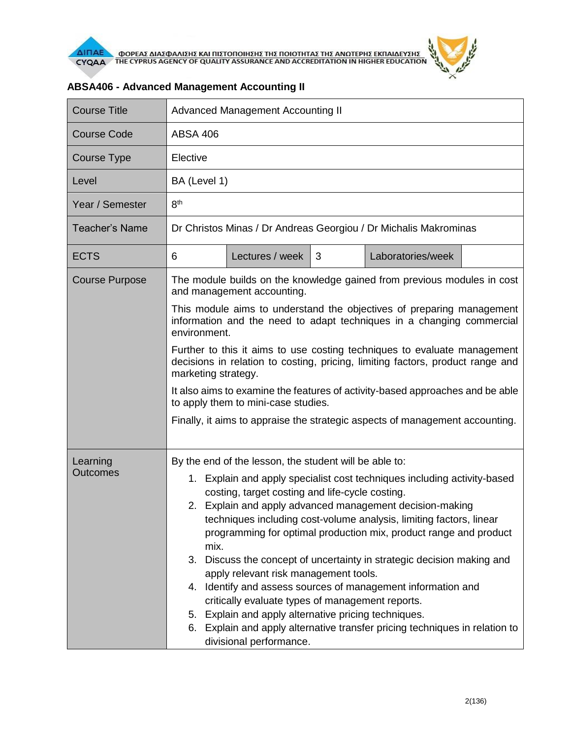## ABSA406 - Advanced Management Accounting II

| Course Title | Advanced Management Accounting II | | | | |
|---|---|---|---|---|---|
| Course Code | ABSA 406 | | | | |
| Course Type | Elective | | | | |
| Level | BA (Level 1) | | | | |
| Year / Semester | 8th | | | | |
| Teacher's Name | Dr Christos Minas / Dr Andreas Georgiou / Dr Michalis Makrominas | | | | |
| ECTS | 6 | Lectures / week | 3 | Laboratories/week | |
| Course Purpose | The module builds on the knowledge gained from previous modules in cost and management accounting.<br><br>This module aims to understand the objectives of preparing management information and the need to adapt techniques in a changing commercial environment.<br><br>Further to this it aims to use costing techniques to evaluate management decisions in relation to costing, pricing, limiting factors, product range and marketing strategy.<br><br>It also aims to examine the features of activity-based approaches and be able to apply them to mini-case studies.<br><br>Finally, it aims to appraise the strategic aspects of management accounting. | | | | |
| Learning Outcomes | By the end of the lesson, the student will be able to:<br>1. Explain and apply specialist cost techniques including activity-based costing, target costing and life-cycle costing.<br>2. Explain and apply advanced management decision-making techniques including cost-volume analysis, limiting factors, linear programming for optimal production mix, product range and product mix.<br>3. Discuss the concept of uncertainty in strategic decision making and apply relevant risk management tools.<br>4. Identify and assess sources of management information and critically evaluate types of management reports.<br>5. Explain and apply alternative pricing techniques.<br>6. Explain and apply alternative transfer pricing techniques in relation to divisional performance. | | | | |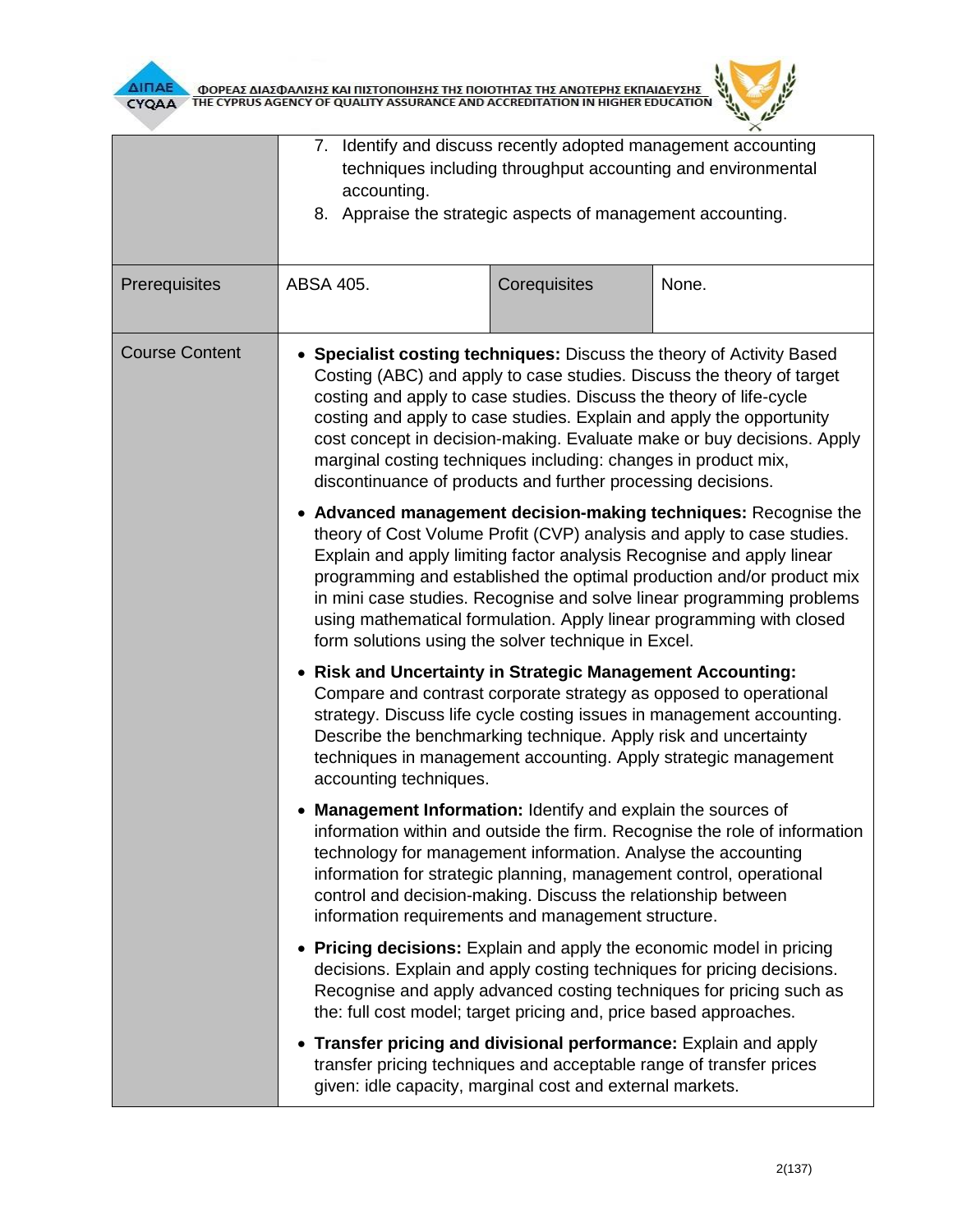| | | | |
|---|---|---|---|
| | 7. Identify and discuss recently adopted management accounting techniques including throughput accounting and environmental accounting.<br>8. Appraise the strategic aspects of management accounting. | | |
| Prerequisites | ABSA 405. | Corequisites | None. |
| Course Content | • **Specialist costing techniques:** Discuss the theory of Activity Based Costing (ABC) and apply to case studies. Discuss the theory of target costing and apply to case studies. Discuss the theory of life-cycle costing and apply to case studies. Explain and apply the opportunity cost concept in decision-making. Evaluate make or buy decisions. Apply marginal costing techniques including: changes in product mix, discontinuance of products and further processing decisions.<br>• **Advanced management decision-making techniques:** Recognise the theory of Cost Volume Profit (CVP) analysis and apply to case studies. Explain and apply limiting factor analysis Recognise and apply linear programming and established the optimal production and/or product mix in mini case studies. Recognise and solve linear programming problems using mathematical formulation. Apply linear programming with closed form solutions using the solver technique in Excel.<br>• **Risk and Uncertainty in Strategic Management Accounting:** Compare and contrast corporate strategy as opposed to operational strategy. Discuss life cycle costing issues in management accounting. Describe the benchmarking technique. Apply risk and uncertainty techniques in management accounting. Apply strategic management accounting techniques.<br>• **Management Information:** Identify and explain the sources of information within and outside the firm. Recognise the role of information technology for management information. Analyse the accounting information for strategic planning, management control, operational control and decision-making. Discuss the relationship between information requirements and management structure.<br>• **Pricing decisions:** Explain and apply the economic model in pricing decisions. Explain and apply costing techniques for pricing decisions. Recognise and apply advanced costing techniques for pricing such as the: full cost model; target pricing and, price based approaches.<br>• **Transfer pricing and divisional performance:** Explain and apply transfer pricing techniques and acceptable range of transfer prices given: idle capacity, marginal cost and external markets. | | |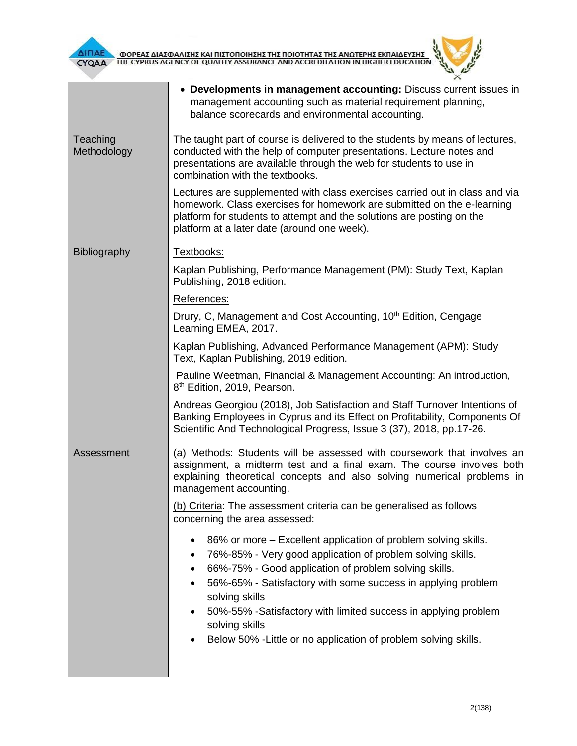| | |
|---|---|
| | • **Developments in management accounting:** Discuss current issues in management accounting such as material requirement planning, balance scorecards and environmental accounting. |
| Teaching Methodology | The taught part of course is delivered to the students by means of lectures, conducted with the help of computer presentations. Lecture notes and presentations are available through the web for students to use in combination with the textbooks.<br><br>Lectures are supplemented with class exercises carried out in class and via homework. Class exercises for homework are submitted on the e-learning platform for students to attempt and the solutions are posting on the platform at a later date (around one week). |
| Bibliography | Textbooks:<br><br>Kaplan Publishing, Performance Management (PM): Study Text, Kaplan Publishing, 2018 edition.<br><br>References:<br><br>Drury, C, Management and Cost Accounting, 10th Edition, Cengage Learning EMEA, 2017.<br><br>Kaplan Publishing, Advanced Performance Management (APM): Study Text, Kaplan Publishing, 2019 edition.<br><br>Pauline Weetman, Financial & Management Accounting: An introduction, 8th Edition, 2019, Pearson.<br><br>Andreas Georgiou (2018), Job Satisfaction and Staff Turnover Intentions of Banking Employees in Cyprus and its Effect on Profitability, Components Of Scientific And Technological Progress, Issue 3 (37), 2018, pp.17-26. |
| Assessment | (a) Methods: Students will be assessed with coursework that involves an assignment, a midterm test and a final exam. The course involves both explaining theoretical concepts and also solving numerical problems in management accounting.<br><br>(b) Criteria: The assessment criteria can be generalised as follows concerning the area assessed:<br><br>• 86% or more – Excellent application of problem solving skills.<br>• 76%-85% - Very good application of problem solving skills.<br>• 66%-75% - Good application of problem solving skills.<br>• 56%-65% - Satisfactory with some success in applying problem solving skills<br>• 50%-55% -Satisfactory with limited success in applying problem solving skills<br>• Below 50% -Little or no application of problem solving skills. |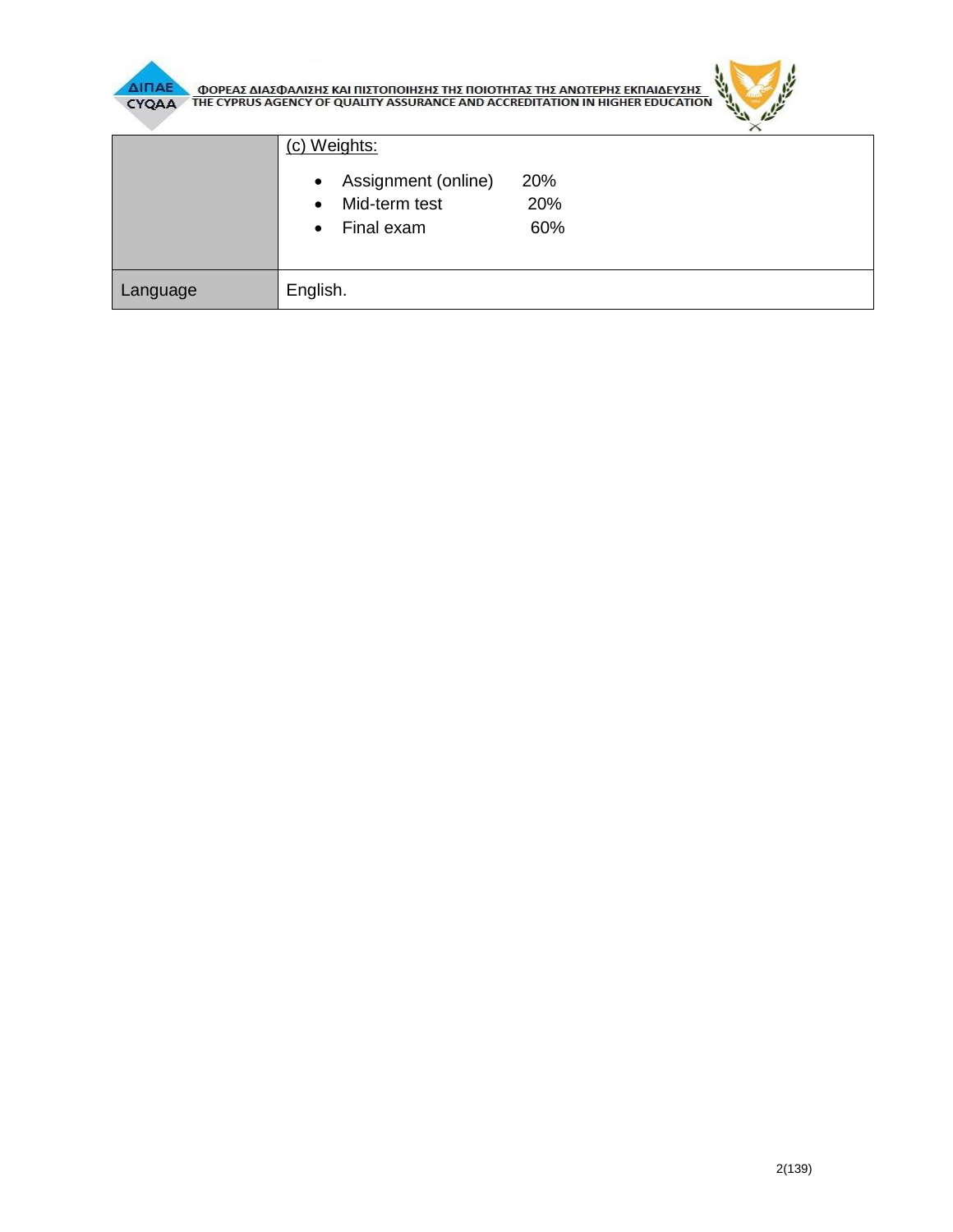| | |
|---|---|
| | (c) Weights:<br>• Assignment (online) 20%<br>• Mid-term test 20%<br>• Final exam 60% |
| Language | English. |